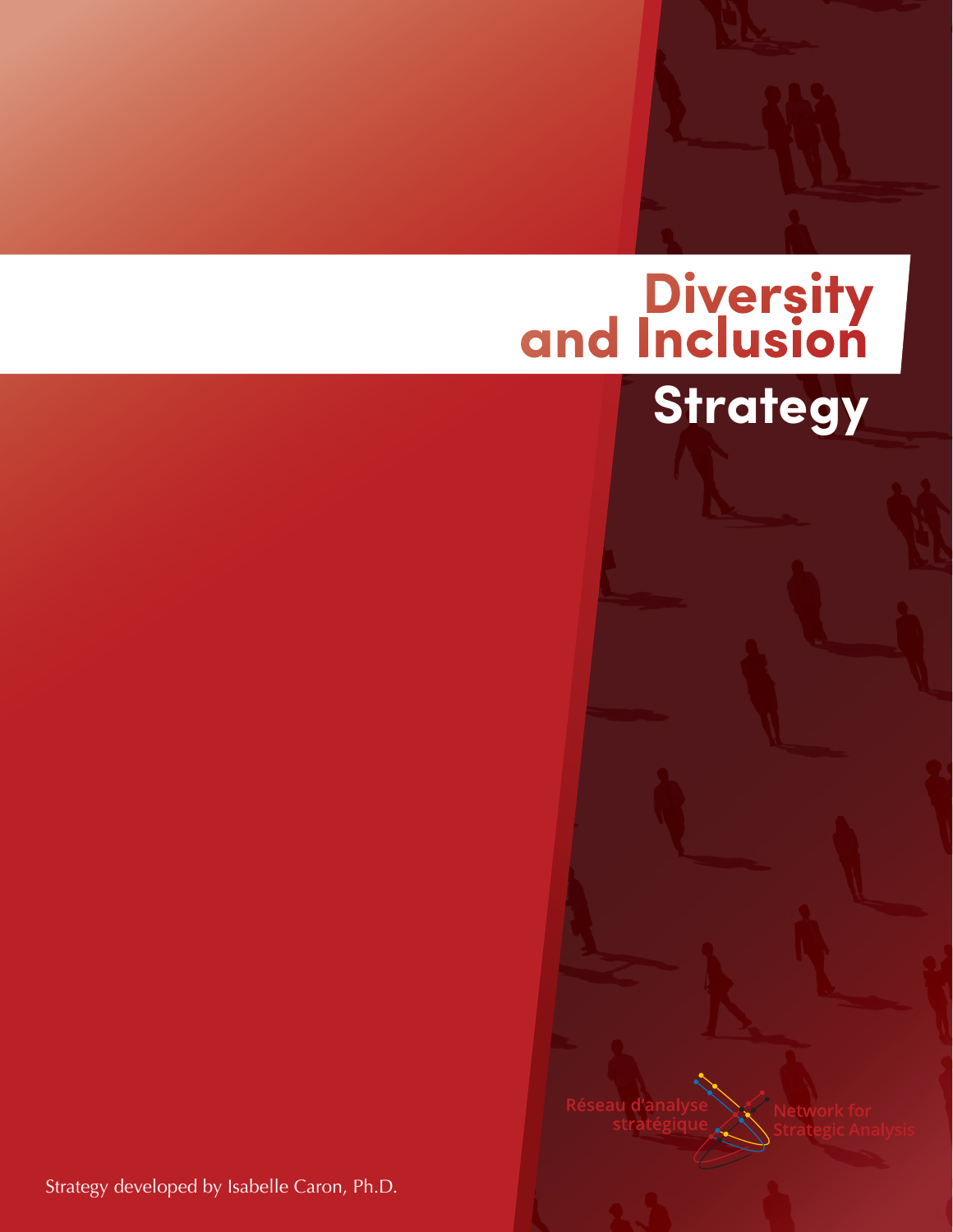# Diversity and Inclusion Strategy

Réseau d'analyse stratégique

Network for Strategic Analysis

Strategy developed by Isabelle Caron, Ph.D.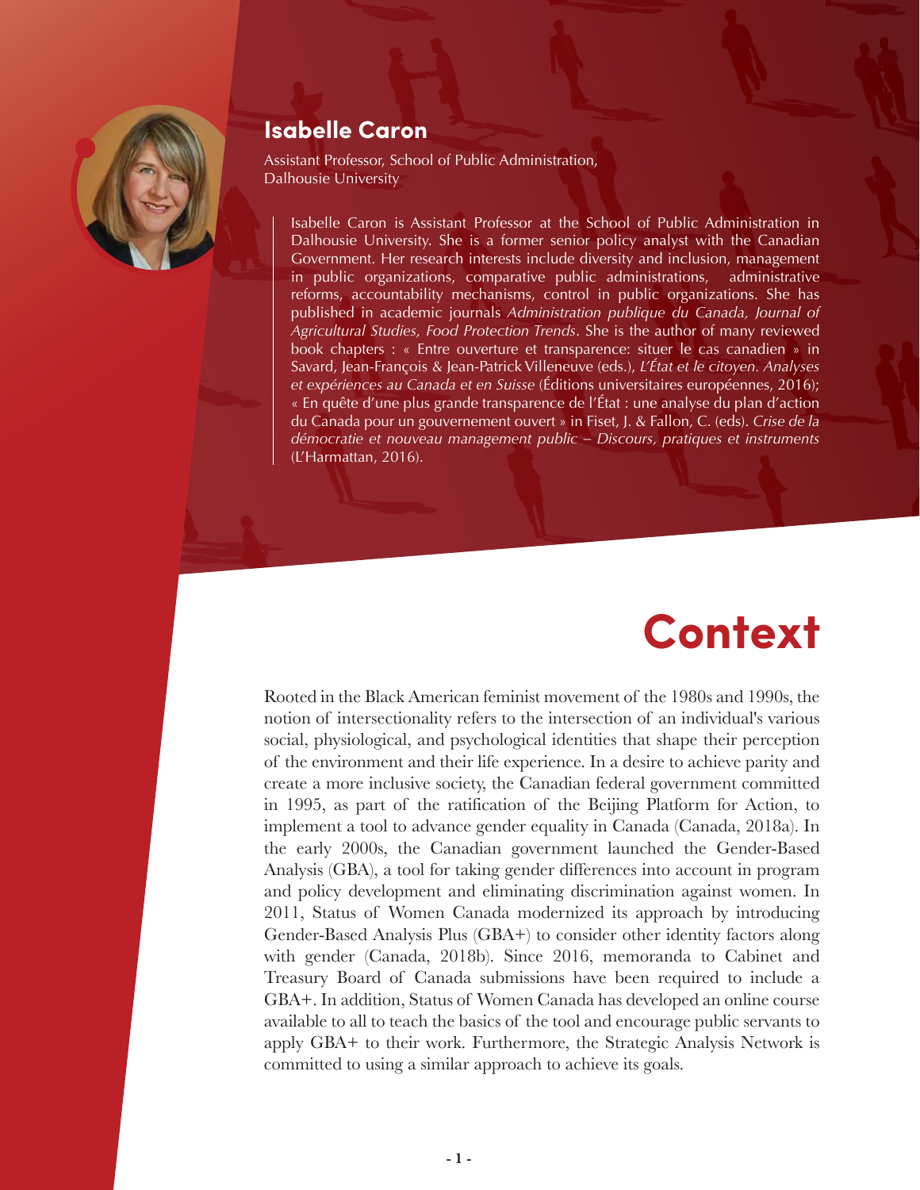## Isabelle Caron

Assistant Professor, School of Public Administration, Dalhousie University

Isabelle Caron is Assistant Professor at the School of Public Administration in Dalhousie University. She is a former senior policy analyst with the Canadian Government. Her research interests include diversity and inclusion, management in public organizations, comparative public administrations, administrative reforms, accountability mechanisms, control in public organizations. She has published in academic journals *Administration publique du Canada, Journal of Agricultural Studies, Food Protection Trends*. She is the author of many reviewed book chapters : « Entre ouverture et transparence: situer le cas canadien » in Savard, Jean-François & Jean-Patrick Villeneuve (eds.), *L'État et le citoyen. Analyses et expériences au Canada et en Suisse* (Éditions universitaires européennes, 2016); « En quête d'une plus grande transparence de l'État : une analyse du plan d'action du Canada pour un gouvernement ouvert » in Fiset, J. & Fallon, C. (eds). *Crise de la démocratie et nouveau management public – Discours, pratiques et instruments* (L'Harmattan, 2016).

# Context

Rooted in the Black American feminist movement of the 1980s and 1990s, the notion of intersectionality refers to the intersection of an individual's various social, physiological, and psychological identities that shape their perception of the environment and their life experience. In a desire to achieve parity and create a more inclusive society, the Canadian federal government committed in 1995, as part of the ratification of the Beijing Platform for Action, to implement a tool to advance gender equality in Canada (Canada, 2018a). In the early 2000s, the Canadian government launched the Gender-Based Analysis (GBA), a tool for taking gender differences into account in program and policy development and eliminating discrimination against women. In 2011, Status of Women Canada modernized its approach by introducing Gender-Based Analysis Plus (GBA+) to consider other identity factors along with gender (Canada, 2018b). Since 2016, memoranda to Cabinet and Treasury Board of Canada submissions have been required to include a GBA+. In addition, Status of Women Canada has developed an online course available to all to teach the basics of the tool and encourage public servants to apply GBA+ to their work. Furthermore, the Strategic Analysis Network is committed to using a similar approach to achieve its goals.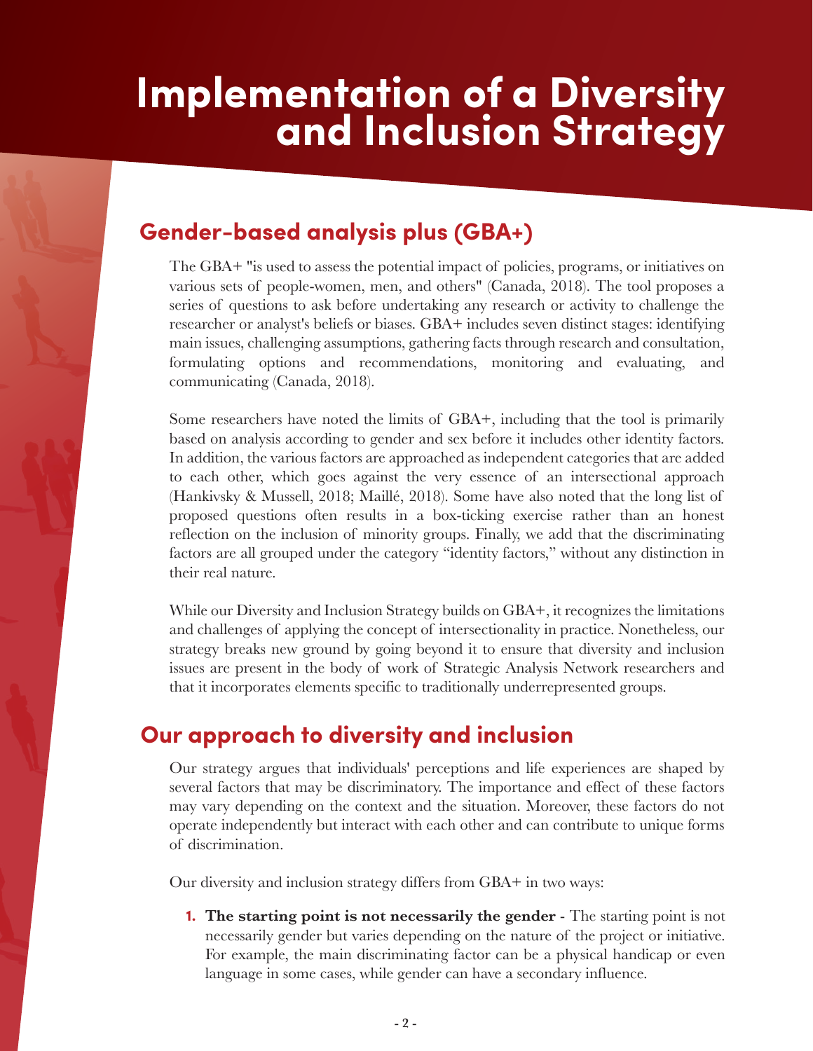# Implementation of a Diversity and Inclusion Strategy

## Gender-based analysis plus (GBA+)

The GBA+ "is used to assess the potential impact of policies, programs, or initiatives on various sets of people-women, men, and others" (Canada, 2018). The tool proposes a series of questions to ask before undertaking any research or activity to challenge the researcher or analyst's beliefs or biases. GBA+ includes seven distinct stages: identifying main issues, challenging assumptions, gathering facts through research and consultation, formulating options and recommendations, monitoring and evaluating, and communicating (Canada, 2018).

Some researchers have noted the limits of GBA+, including that the tool is primarily based on analysis according to gender and sex before it includes other identity factors. In addition, the various factors are approached as independent categories that are added to each other, which goes against the very essence of an intersectional approach (Hankivsky & Mussell, 2018; Maillé, 2018). Some have also noted that the long list of proposed questions often results in a box-ticking exercise rather than an honest reflection on the inclusion of minority groups. Finally, we add that the discriminating factors are all grouped under the category "identity factors," without any distinction in their real nature.

While our Diversity and Inclusion Strategy builds on GBA+, it recognizes the limitations and challenges of applying the concept of intersectionality in practice. Nonetheless, our strategy breaks new ground by going beyond it to ensure that diversity and inclusion issues are present in the body of work of Strategic Analysis Network researchers and that it incorporates elements specific to traditionally underrepresented groups.

## Our approach to diversity and inclusion

Our strategy argues that individuals' perceptions and life experiences are shaped by several factors that may be discriminatory. The importance and effect of these factors may vary depending on the context and the situation. Moreover, these factors do not operate independently but interact with each other and can contribute to unique forms of discrimination.

Our diversity and inclusion strategy differs from GBA+ in two ways:

1. **The starting point is not necessarily the gender** - The starting point is not necessarily gender but varies depending on the nature of the project or initiative. For example, the main discriminating factor can be a physical handicap or even language in some cases, while gender can have a secondary influence.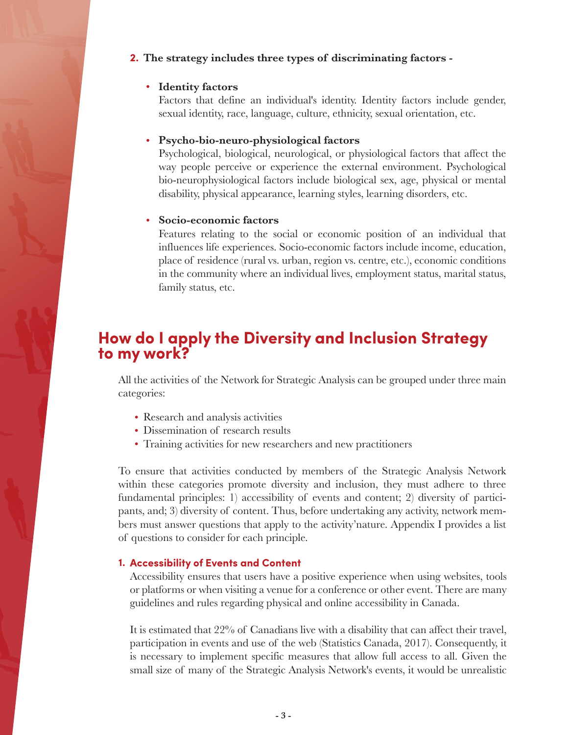2. **The strategy includes three types of discriminating factors -**

   - **Identity factors**
     Factors that define an individual's identity. Identity factors include gender, sexual identity, race, language, culture, ethnicity, sexual orientation, etc.

   - **Psycho-bio-neuro-physiological factors**
     Psychological, biological, neurological, or physiological factors that affect the way people perceive or experience the external environment. Psychological bio-neurophysiological factors include biological sex, age, physical or mental disability, physical appearance, learning styles, learning disorders, etc.

   - **Socio-economic factors**
     Features relating to the social or economic position of an individual that influences life experiences. Socio-economic factors include income, education, place of residence (rural vs. urban, region vs. centre, etc.), economic conditions in the community where an individual lives, employment status, marital status, family status, etc.

## How do I apply the Diversity and Inclusion Strategy to my work?

All the activities of the Network for Strategic Analysis can be grouped under three main categories:

- Research and analysis activities
- Dissemination of research results
- Training activities for new researchers and new practitioners

To ensure that activities conducted by members of the Strategic Analysis Network within these categories promote diversity and inclusion, they must adhere to three fundamental principles: 1) accessibility of events and content; 2) diversity of participants, and; 3) diversity of content. Thus, before undertaking any activity, network members must answer questions that apply to the activity'nature. Appendix I provides a list of questions to consider for each principle.

### 1. Accessibility of Events and Content

Accessibility ensures that users have a positive experience when using websites, tools or platforms or when visiting a venue for a conference or other event. There are many guidelines and rules regarding physical and online accessibility in Canada.

It is estimated that 22% of Canadians live with a disability that can affect their travel, participation in events and use of the web (Statistics Canada, 2017). Consequently, it is necessary to implement specific measures that allow full access to all. Given the small size of many of the Strategic Analysis Network's events, it would be unrealistic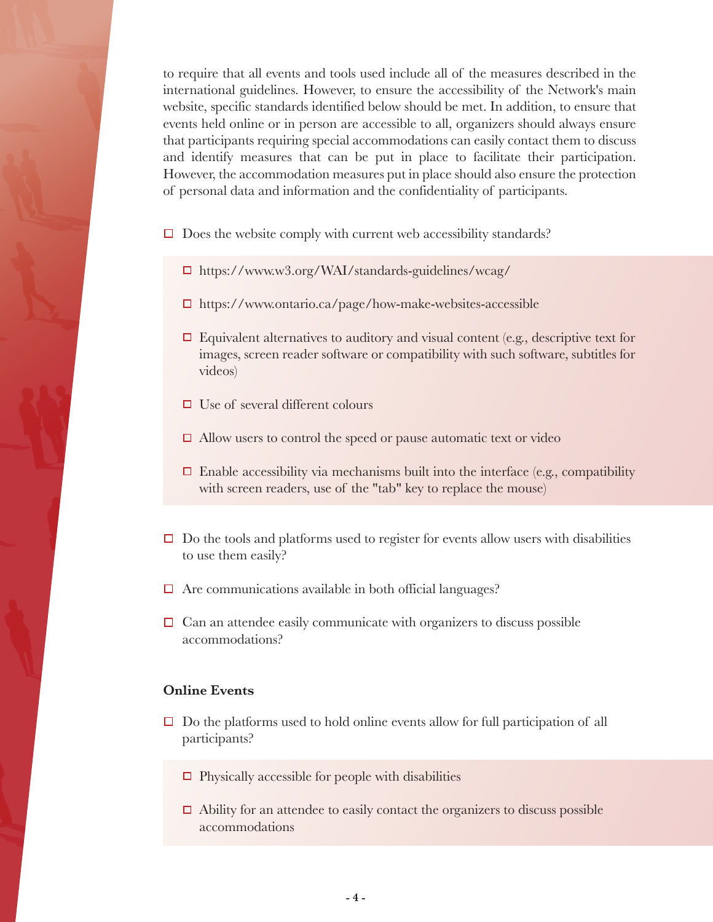to require that all events and tools used include all of the measures described in the international guidelines. However, to ensure the accessibility of the Network's main website, specific standards identified below should be met. In addition, to ensure that events held online or in person are accessible to all, organizers should always ensure that participants requiring special accommodations can easily contact them to discuss and identify measures that can be put in place to facilitate their participation. However, the accommodation measures put in place should also ensure the protection of personal data and information and the confidentiality of participants.

- ☐ Does the website comply with current web accessibility standards?
  - ☐ https://www.w3.org/WAI/standards-guidelines/wcag/
  - ☐ https://www.ontario.ca/page/how-make-websites-accessible
  - ☐ Equivalent alternatives to auditory and visual content (e.g., descriptive text for images, screen reader software or compatibility with such software, subtitles for videos)
  - ☐ Use of several different colours
  - ☐ Allow users to control the speed or pause automatic text or video
  - ☐ Enable accessibility via mechanisms built into the interface (e.g., compatibility with screen readers, use of the "tab" key to replace the mouse)
- ☐ Do the tools and platforms used to register for events allow users with disabilities to use them easily?
- ☐ Are communications available in both official languages?
- ☐ Can an attendee easily communicate with organizers to discuss possible accommodations?

**Online Events**

- ☐ Do the platforms used to hold online events allow for full participation of all participants?
  - ☐ Physically accessible for people with disabilities
  - ☐ Ability for an attendee to easily contact the organizers to discuss possible accommodations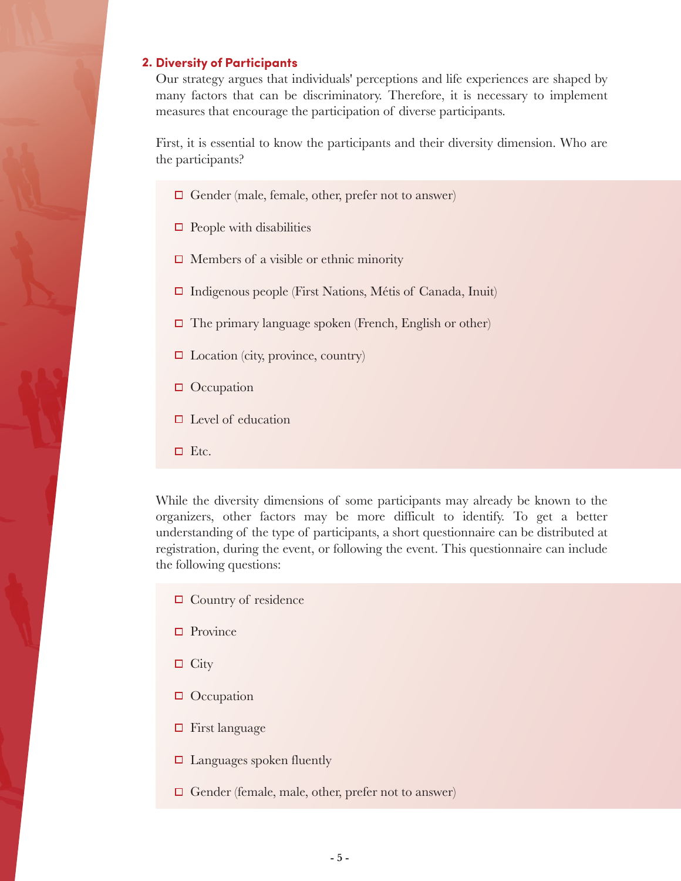## 2. Diversity of Participants

Our strategy argues that individuals' perceptions and life experiences are shaped by many factors that can be discriminatory. Therefore, it is necessary to implement measures that encourage the participation of diverse participants.

First, it is essential to know the participants and their diversity dimension. Who are the participants?

- ☐ Gender (male, female, other, prefer not to answer)
- ☐ People with disabilities
- ☐ Members of a visible or ethnic minority
- ☐ Indigenous people (First Nations, Métis of Canada, Inuit)
- ☐ The primary language spoken (French, English or other)
- ☐ Location (city, province, country)
- ☐ Occupation
- ☐ Level of education
- ☐ Etc.

While the diversity dimensions of some participants may already be known to the organizers, other factors may be more difficult to identify. To get a better understanding of the type of participants, a short questionnaire can be distributed at registration, during the event, or following the event. This questionnaire can include the following questions:

- ☐ Country of residence
- ☐ Province
- ☐ City
- ☐ Occupation
- ☐ First language
- ☐ Languages spoken fluently
- ☐ Gender (female, male, other, prefer not to answer)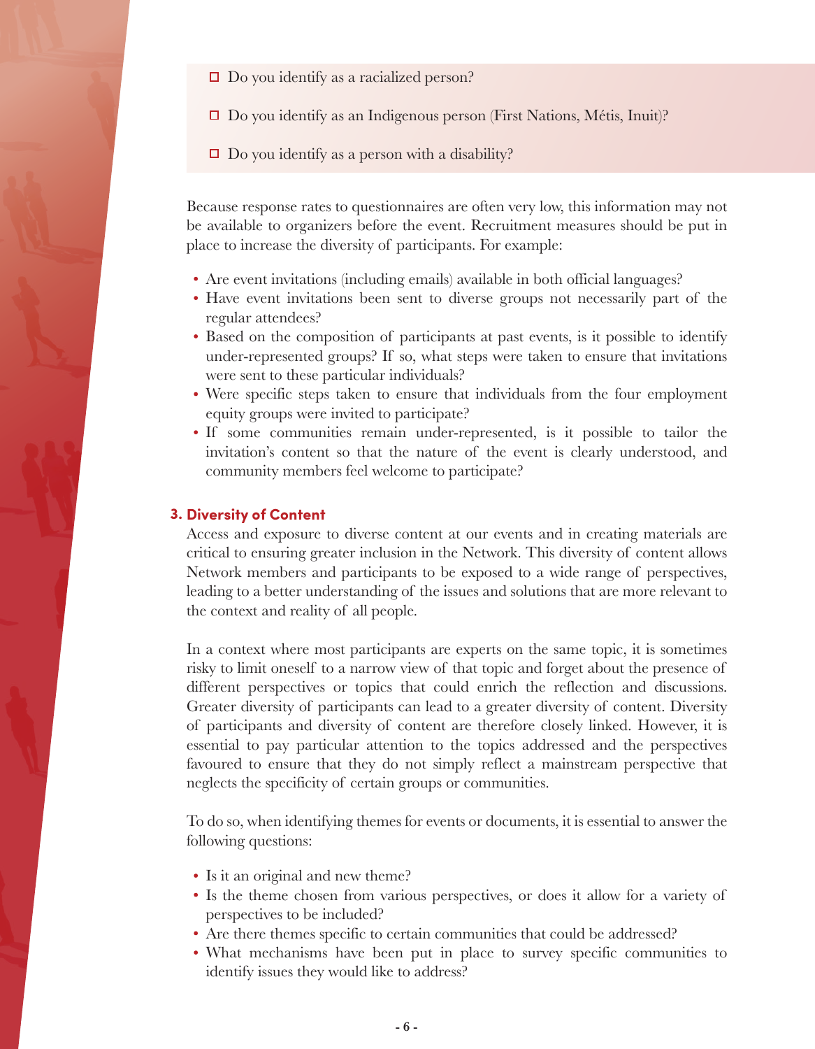- ☐ Do you identify as a racialized person?
- ☐ Do you identify as an Indigenous person (First Nations, Métis, Inuit)?
- ☐ Do you identify as a person with a disability?

Because response rates to questionnaires are often very low, this information may not be available to organizers before the event. Recruitment measures should be put in place to increase the diversity of participants. For example:

- Are event invitations (including emails) available in both official languages?
- Have event invitations been sent to diverse groups not necessarily part of the regular attendees?
- Based on the composition of participants at past events, is it possible to identify under-represented groups? If so, what steps were taken to ensure that invitations were sent to these particular individuals?
- Were specific steps taken to ensure that individuals from the four employment equity groups were invited to participate?
- If some communities remain under-represented, is it possible to tailor the invitation's content so that the nature of the event is clearly understood, and community members feel welcome to participate?

## 3. Diversity of Content

Access and exposure to diverse content at our events and in creating materials are critical to ensuring greater inclusion in the Network. This diversity of content allows Network members and participants to be exposed to a wide range of perspectives, leading to a better understanding of the issues and solutions that are more relevant to the context and reality of all people.

In a context where most participants are experts on the same topic, it is sometimes risky to limit oneself to a narrow view of that topic and forget about the presence of different perspectives or topics that could enrich the reflection and discussions. Greater diversity of participants can lead to a greater diversity of content. Diversity of participants and diversity of content are therefore closely linked. However, it is essential to pay particular attention to the topics addressed and the perspectives favoured to ensure that they do not simply reflect a mainstream perspective that neglects the specificity of certain groups or communities.

To do so, when identifying themes for events or documents, it is essential to answer the following questions:

- Is it an original and new theme?
- Is the theme chosen from various perspectives, or does it allow for a variety of perspectives to be included?
- Are there themes specific to certain communities that could be addressed?
- What mechanisms have been put in place to survey specific communities to identify issues they would like to address?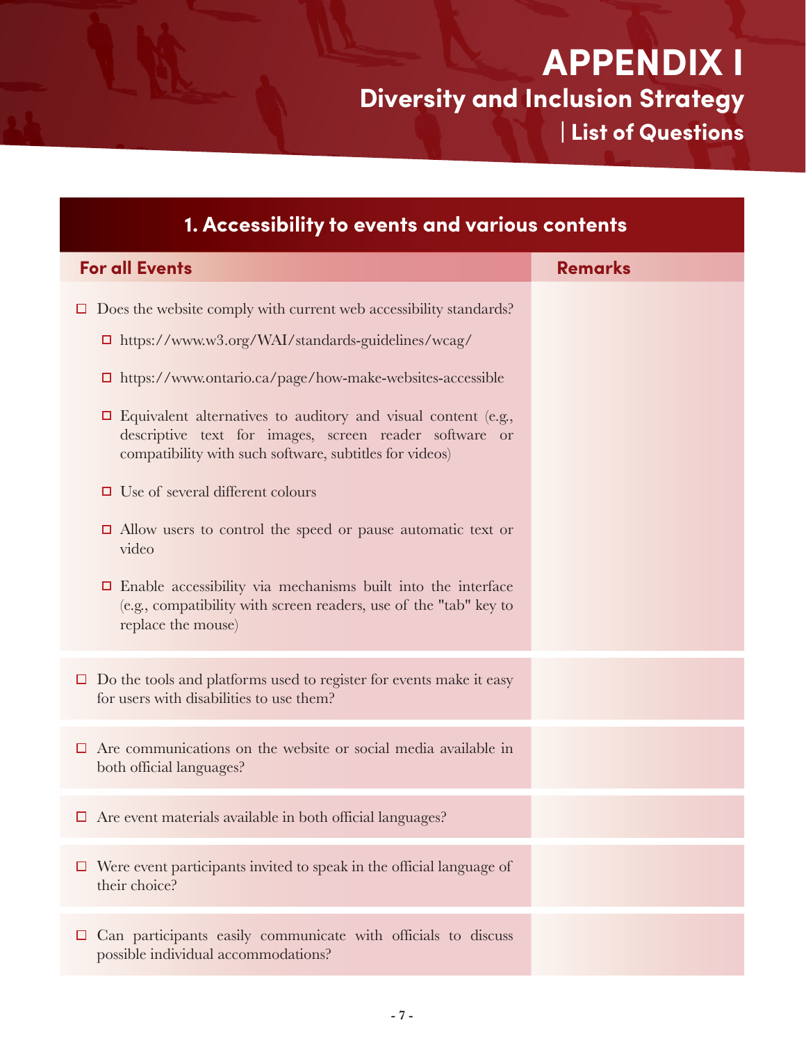# APPENDIX I

## Diversity and Inclusion Strategy

### | List of Questions

| 1. Accessibility to events and various contents | |
|---|---|
| **For all Events** | **Remarks** |
| ☐ Does the website comply with current web accessibility standards?<br>☐ https://www.w3.org/WAI/standards-guidelines/wcag/<br>☐ https://www.ontario.ca/page/how-make-websites-accessible<br>☐ Equivalent alternatives to auditory and visual content (e.g., descriptive text for images, screen reader software or compatibility with such software, subtitles for videos)<br>☐ Use of several different colours<br>☐ Allow users to control the speed or pause automatic text or video<br>☐ Enable accessibility via mechanisms built into the interface (e.g., compatibility with screen readers, use of the "tab" key to replace the mouse) | |
| ☐ Do the tools and platforms used to register for events make it easy for users with disabilities to use them? | |
| ☐ Are communications on the website or social media available in both official languages? | |
| ☐ Are event materials available in both official languages? | |
| ☐ Were event participants invited to speak in the official language of their choice? | |
| ☐ Can participants easily communicate with officials to discuss possible individual accommodations? | |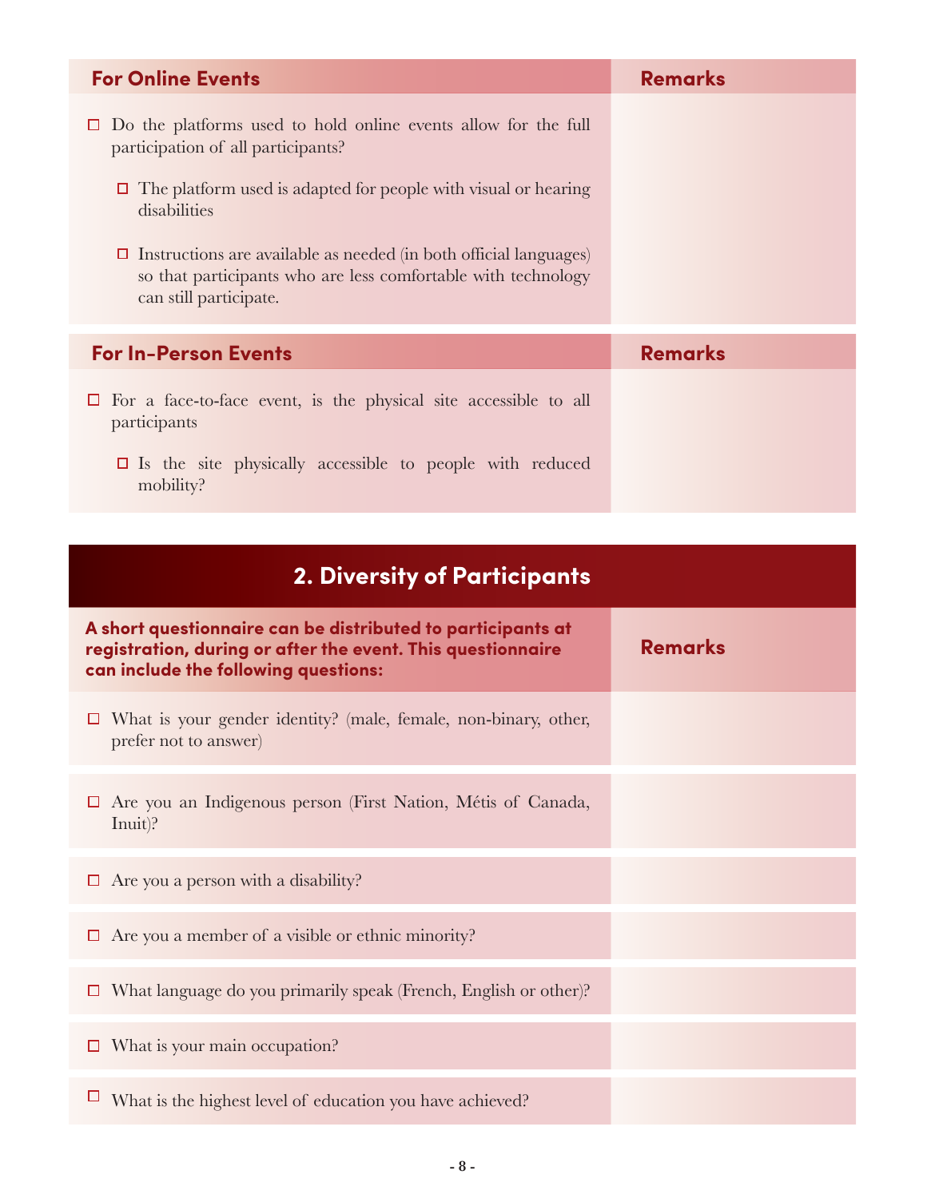| For Online Events | Remarks |
| --- | --- |
| ☐ Do the platforms used to hold online events allow for the full participation of all participants?<br>  ☐ The platform used is adapted for people with visual or hearing disabilities<br>  ☐ Instructions are available as needed (in both official languages) so that participants who are less comfortable with technology can still participate. | |

| For In-Person Events | Remarks |
| --- | --- |
| ☐ For a face-to-face event, is the physical site accessible to all participants<br>  ☐ Is the site physically accessible to people with reduced mobility? | |

## 2. Diversity of Participants

| **A short questionnaire can be distributed to participants at registration, during or after the event. This questionnaire can include the following questions:** | Remarks |
| --- | --- |
| ☐ What is your gender identity? (male, female, non-binary, other, prefer not to answer) | |
| ☐ Are you an Indigenous person (First Nation, Métis of Canada, Inuit)? | |
| ☐ Are you a person with a disability? | |
| ☐ Are you a member of a visible or ethnic minority? | |
| ☐ What language do you primarily speak (French, English or other)? | |
| ☐ What is your main occupation? | |
| ☐ What is the highest level of education you have achieved? | |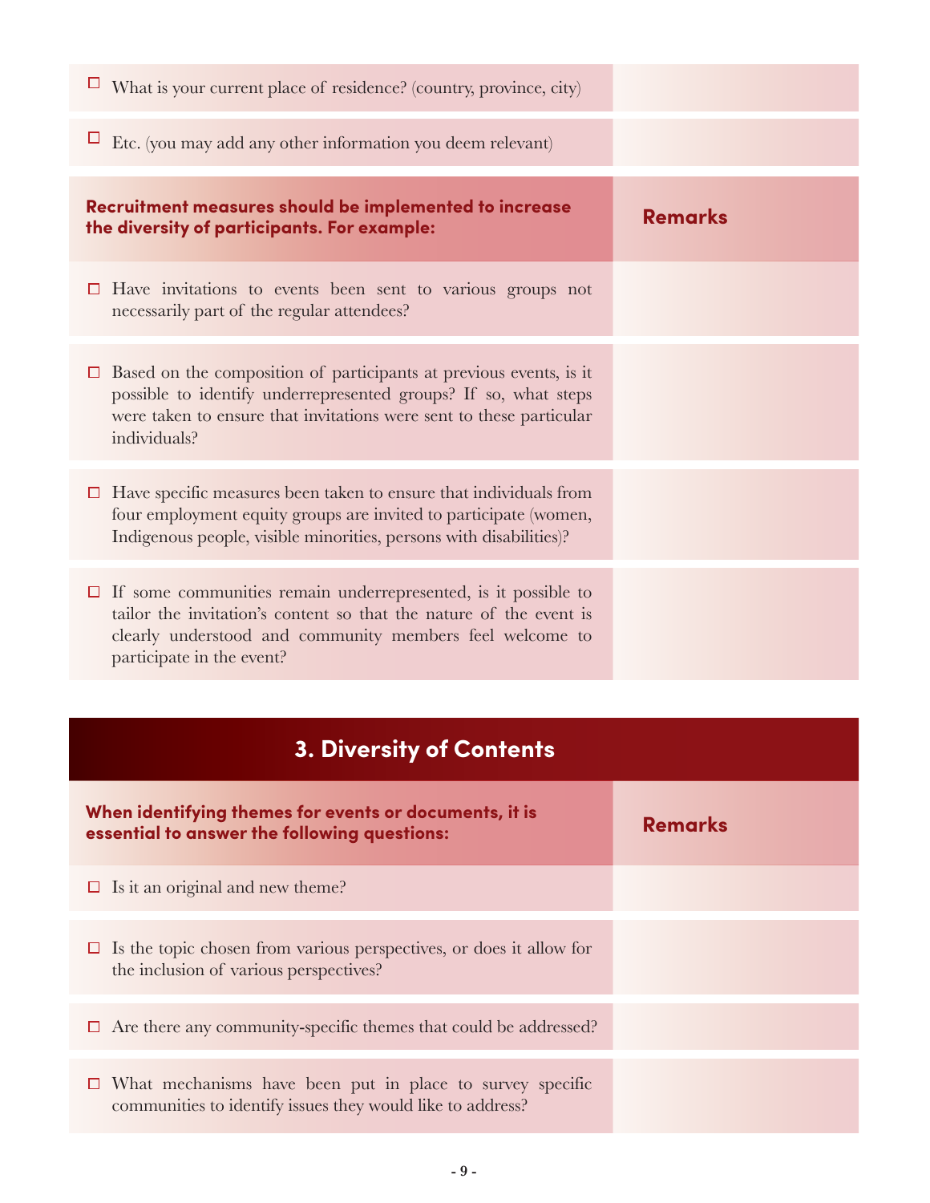| | |
|---|---|
| ☐ What is your current place of residence? (country, province, city) | |
| ☐ Etc. (you may add any other information you deem relevant) | |

| **Recruitment measures should be implemented to increase the diversity of participants. For example:** | **Remarks** |
|---|---|
| ☐ Have invitations to events been sent to various groups not necessarily part of the regular attendees? | |
| ☐ Based on the composition of participants at previous events, is it possible to identify underrepresented groups? If so, what steps were taken to ensure that invitations were sent to these particular individuals? | |
| ☐ Have specific measures been taken to ensure that individuals from four employment equity groups are invited to participate (women, Indigenous people, visible minorities, persons with disabilities)? | |
| ☐ If some communities remain underrepresented, is it possible to tailor the invitation's content so that the nature of the event is clearly understood and community members feel welcome to participate in the event? | |

## 3. Diversity of Contents

| **When identifying themes for events or documents, it is essential to answer the following questions:** | **Remarks** |
|---|---|
| ☐ Is it an original and new theme? | |
| ☐ Is the topic chosen from various perspectives, or does it allow for the inclusion of various perspectives? | |
| ☐ Are there any community-specific themes that could be addressed? | |
| ☐ What mechanisms have been put in place to survey specific communities to identify issues they would like to address? | |